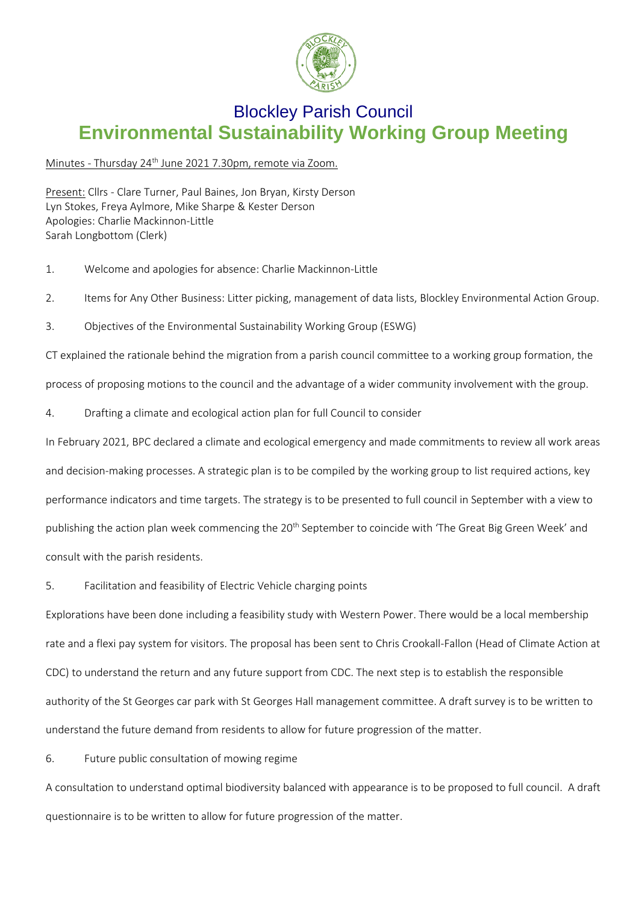# Blockley Parish Council

# Environmental Sustainability Working Group Meeting

Minutes - Thursday 24th June 2021 7.30pm, remote via Zoom.

Present: Cllrs - Clare Turner, Paul Baines, Jon Bryan, Kirsty Derson
Lyn Stokes, Freya Aylmore, Mike Sharpe & Kester Derson
Apologies: Charlie Mackinnon-Little
Sarah Longbottom (Clerk)

1. Welcome and apologies for absence: Charlie Mackinnon-Little

2. Items for Any Other Business: Litter picking, management of data lists, Blockley Environmental Action Group.

3. Objectives of the Environmental Sustainability Working Group (ESWG)

CT explained the rationale behind the migration from a parish council committee to a working group formation, the process of proposing motions to the council and the advantage of a wider community involvement with the group.

4. Drafting a climate and ecological action plan for full Council to consider

In February 2021, BPC declared a climate and ecological emergency and made commitments to review all work areas and decision-making processes. A strategic plan is to be compiled by the working group to list required actions, key performance indicators and time targets. The strategy is to be presented to full council in September with a view to publishing the action plan week commencing the 20th September to coincide with 'The Great Big Green Week' and consult with the parish residents.

5. Facilitation and feasibility of Electric Vehicle charging points

Explorations have been done including a feasibility study with Western Power. There would be a local membership rate and a flexi pay system for visitors. The proposal has been sent to Chris Crookall-Fallon (Head of Climate Action at CDC) to understand the return and any future support from CDC. The next step is to establish the responsible authority of the St Georges car park with St Georges Hall management committee. A draft survey is to be written to understand the future demand from residents to allow for future progression of the matter.

6. Future public consultation of mowing regime

A consultation to understand optimal biodiversity balanced with appearance is to be proposed to full council. A draft questionnaire is to be written to allow for future progression of the matter.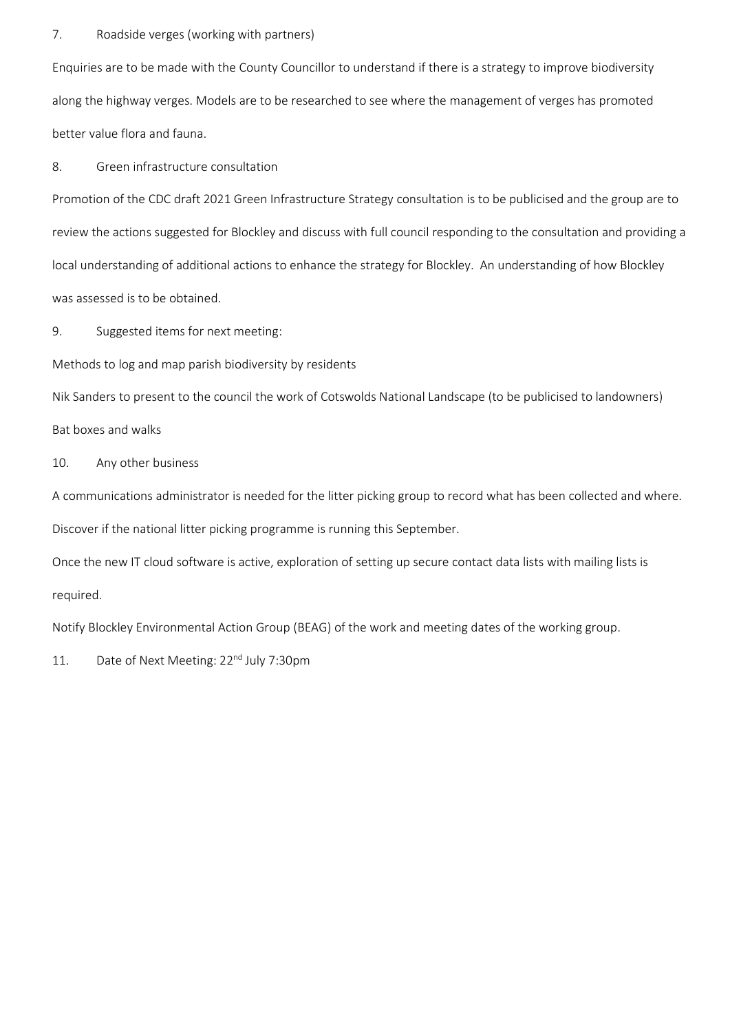7. Roadside verges (working with partners)

Enquiries are to be made with the County Councillor to understand if there is a strategy to improve biodiversity along the highway verges. Models are to be researched to see where the management of verges has promoted better value flora and fauna.

8. Green infrastructure consultation

Promotion of the CDC draft 2021 Green Infrastructure Strategy consultation is to be publicised and the group are to review the actions suggested for Blockley and discuss with full council responding to the consultation and providing a local understanding of additional actions to enhance the strategy for Blockley. An understanding of how Blockley was assessed is to be obtained.

9. Suggested items for next meeting:

Methods to log and map parish biodiversity by residents

Nik Sanders to present to the council the work of Cotswolds National Landscape (to be publicised to landowners)

Bat boxes and walks

10. Any other business

A communications administrator is needed for the litter picking group to record what has been collected and where.

Discover if the national litter picking programme is running this September.

Once the new IT cloud software is active, exploration of setting up secure contact data lists with mailing lists is required.

Notify Blockley Environmental Action Group (BEAG) of the work and meeting dates of the working group.

11. Date of Next Meeting: 22nd July 7:30pm